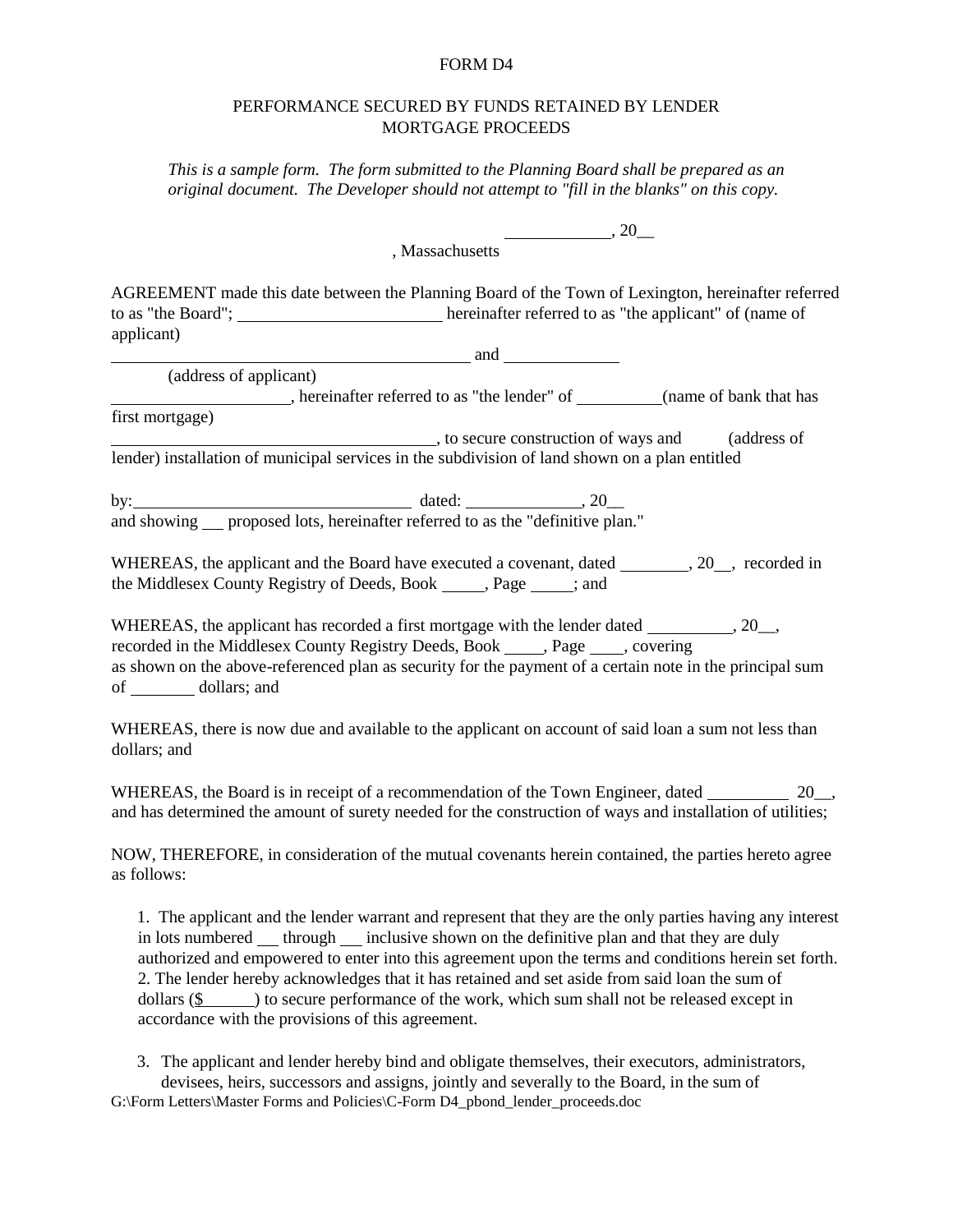FORM D4

PERFORMANCE SECURED BY FUNDS RETAINED BY LENDER
MORTGAGE PROCEEDS

*This is a sample form. The form submitted to the Planning Board shall be prepared as an original document. The Developer should not attempt to "fill in the blanks" on this copy.*

____________, 20__

, Massachusetts

AGREEMENT made this date between the Planning Board of the Town of Lexington, hereinafter referred to as "the Board"; ________________________ hereinafter referred to as "the applicant" of (name of applicant)

____________________________________________ and _____________

(address of applicant)

____________________, hereinafter referred to as "the lender" of __________(name of bank that has first mortgage)

______________________________________, to secure construction of ways and (address of lender) installation of municipal services in the subdivision of land shown on a plan entitled

by:________________________________ dated: _____________, 20__
and showing ___ proposed lots, hereinafter referred to as the "definitive plan."

WHEREAS, the applicant and the Board have executed a covenant, dated ________, 20__, recorded in the Middlesex County Registry of Deeds, Book _____, Page _____; and

WHEREAS, the applicant has recorded a first mortgage with the lender dated __________, 20__, recorded in the Middlesex County Registry Deeds, Book ____, Page ____, covering as shown on the above-referenced plan as security for the payment of a certain note in the principal sum of ________ dollars; and

WHEREAS, there is now due and available to the applicant on account of said loan a sum not less than dollars; and

WHEREAS, the Board is in receipt of a recommendation of the Town Engineer, dated _________ 20__, and has determined the amount of surety needed for the construction of ways and installation of utilities;

NOW, THEREFORE, in consideration of the mutual covenants herein contained, the parties hereto agree as follows:

1. The applicant and the lender warrant and represent that they are the only parties having any interest in lots numbered ___ through ___ inclusive shown on the definitive plan and that they are duly authorized and empowered to enter into this agreement upon the terms and conditions herein set forth.
2. The lender hereby acknowledges that it has retained and set aside from said loan the sum of dollars ($______) to secure performance of the work, which sum shall not be released except in accordance with the provisions of this agreement.

3. The applicant and lender hereby bind and obligate themselves, their executors, administrators, devisees, heirs, successors and assigns, jointly and severally to the Board, in the sum of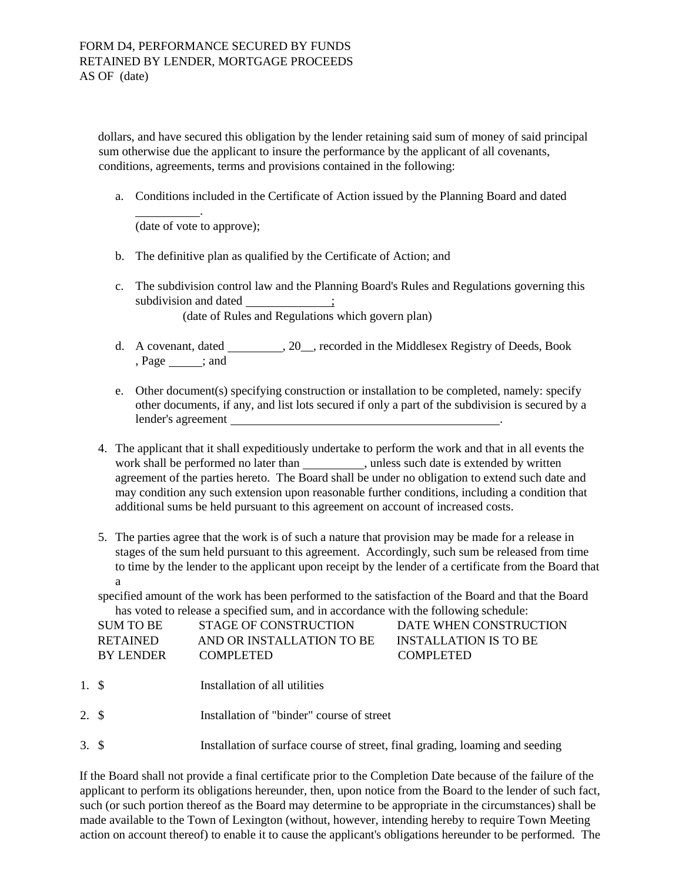FORM D4, PERFORMANCE SECURED BY FUNDS
RETAINED BY LENDER, MORTGAGE PROCEEDS
AS OF (date)

dollars, and have secured this obligation by the lender retaining said sum of money of said principal sum otherwise due the applicant to insure the performance by the applicant of all covenants, conditions, agreements, terms and provisions contained in the following:

a. Conditions included in the Certificate of Action issued by the Planning Board and dated __________.
   (date of vote to approve);

b. The definitive plan as qualified by the Certificate of Action; and

c. The subdivision control law and the Planning Board's Rules and Regulations governing this subdivision and dated _____________;
   (date of Rules and Regulations which govern plan)

d. A covenant, dated _________, 20__, recorded in the Middlesex Registry of Deeds, Book , Page _____; and

e. Other document(s) specifying construction or installation to be completed, namely: specify other documents, if any, and list lots secured if only a part of the subdivision is secured by a lender's agreement ____________________________________________.

4. The applicant that it shall expeditiously undertake to perform the work and that in all events the work shall be performed no later than __________, unless such date is extended by written agreement of the parties hereto. The Board shall be under no obligation to extend such date and may condition any such extension upon reasonable further conditions, including a condition that additional sums be held pursuant to this agreement on account of increased costs.

5. The parties agree that the work is of such a nature that provision may be made for a release in stages of the sum held pursuant to this agreement. Accordingly, such sum be released from time to time by the lender to the applicant upon receipt by the lender of a certificate from the Board that a specified amount of the work has been performed to the satisfaction of the Board and that the Board has voted to release a specified sum, and in accordance with the following schedule:

| SUM TO BE RETAINED BY LENDER | STAGE OF CONSTRUCTION AND OR INSTALLATION TO BE COMPLETED | DATE WHEN CONSTRUCTION INSTALLATION IS TO BE COMPLETED |
|---|---|---|
| 1. $ | Installation of all utilities | |
| 2. $ | Installation of "binder" course of street | |
| 3. $ | Installation of surface course of street, final grading, loaming and seeding | |

If the Board shall not provide a final certificate prior to the Completion Date because of the failure of the applicant to perform its obligations hereunder, then, upon notice from the Board to the lender of such fact, such (or such portion thereof as the Board may determine to be appropriate in the circumstances) shall be made available to the Town of Lexington (without, however, intending hereby to require Town Meeting action on account thereof) to enable it to cause the applicant's obligations hereunder to be performed. The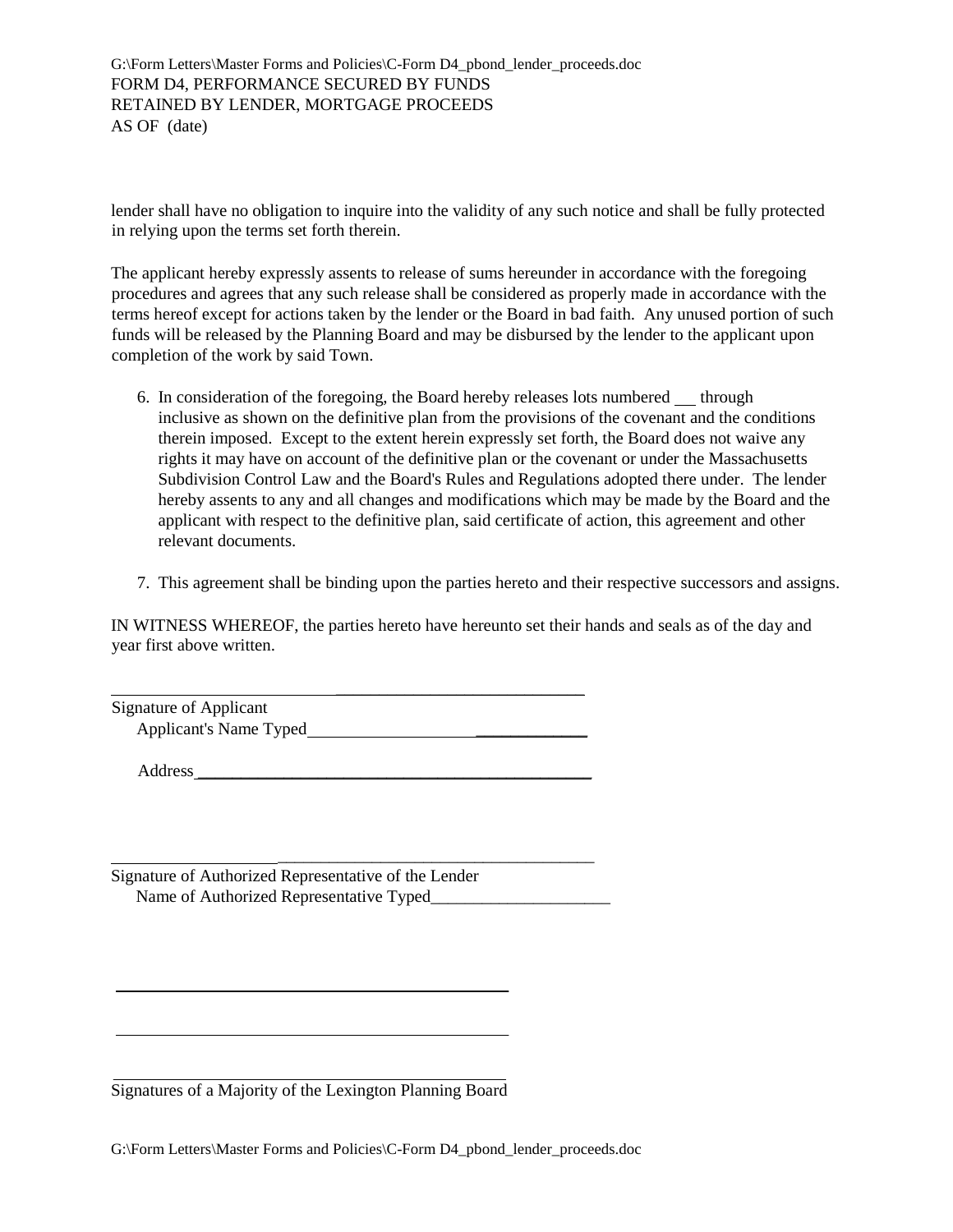lender shall have no obligation to inquire into the validity of any such notice and shall be fully protected in relying upon the terms set forth therein.

The applicant hereby expressly assents to release of sums hereunder in accordance with the foregoing procedures and agrees that any such release shall be considered as properly made in accordance with the terms hereof except for actions taken by the lender or the Board in bad faith. Any unused portion of such funds will be released by the Planning Board and may be disbursed by the lender to the applicant upon completion of the work by said Town.

6. In consideration of the foregoing, the Board hereby releases lots numbered __ through inclusive as shown on the definitive plan from the provisions of the covenant and the conditions therein imposed. Except to the extent herein expressly set forth, the Board does not waive any rights it may have on account of the definitive plan or the covenant or under the Massachusetts Subdivision Control Law and the Board's Rules and Regulations adopted there under. The lender hereby assents to any and all changes and modifications which may be made by the Board and the applicant with respect to the definitive plan, said certificate of action, this agreement and other relevant documents.

7. This agreement shall be binding upon the parties hereto and their respective successors and assigns.

IN WITNESS WHEREOF, the parties hereto have hereunto set their hands and seals as of the day and year first above written.

______________________________________________

Signature of Applicant

Applicant's Name Typed________________________________

Address_______________________________________________

______________________________________________

Signature of Authorized Representative of the Lender

Name of Authorized Representative Typed_____________________

______________________________________________

______________________________________________

______________________________________________

Signatures of a Majority of the Lexington Planning Board